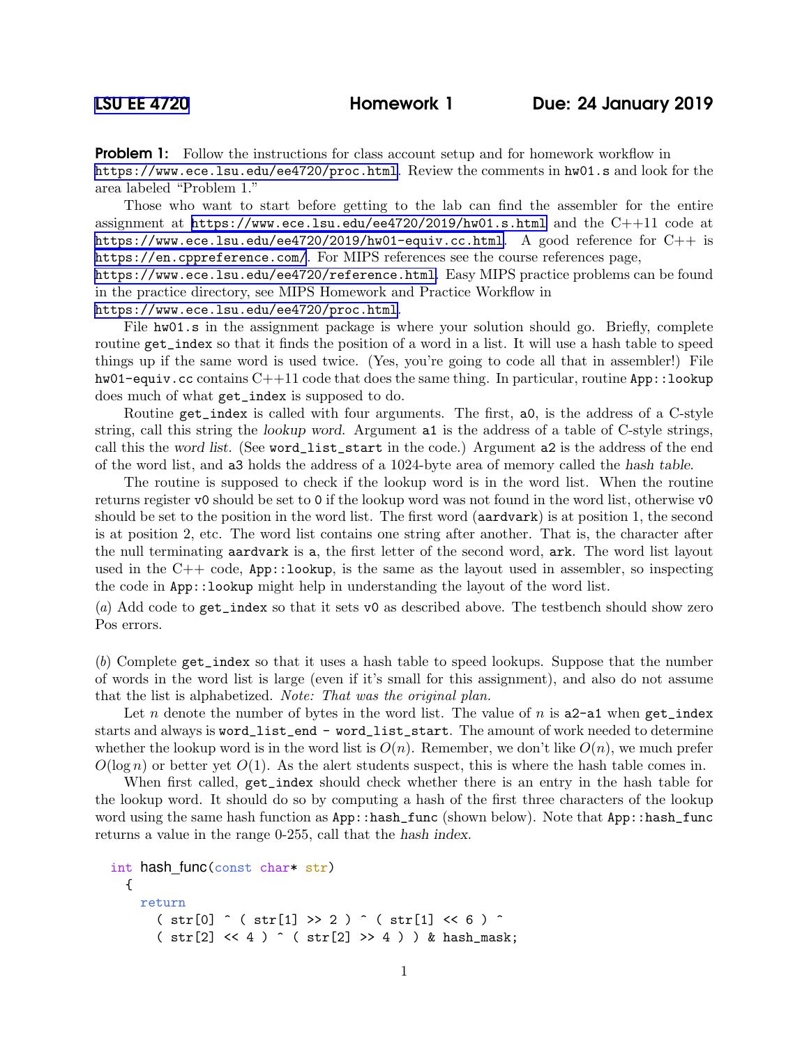LSU EE 4720 **Homework 1** **Due: 24 January 2019**

**Problem 1:** Follow the instructions for class account setup and for homework workflow in https://www.ece.lsu.edu/ee4720/proc.html. Review the comments in `hw01.s` and look for the area labeled "Problem 1."

Those who want to start before getting to the lab can find the assembler for the entire assignment at https://www.ece.lsu.edu/ee4720/2019/hw01.s.html and the C++11 code at https://www.ece.lsu.edu/ee4720/2019/hw01-equiv.cc.html. A good reference for C++ is https://en.cppreference.com/. For MIPS references see the course references page, https://www.ece.lsu.edu/ee4720/reference.html. Easy MIPS practice problems can be found in the practice directory, see MIPS Homework and Practice Workflow in https://www.ece.lsu.edu/ee4720/proc.html.

File `hw01.s` in the assignment package is where your solution should go. Briefly, complete routine `get_index` so that it finds the position of a word in a list. It will use a hash table to speed things up if the same word is used twice. (Yes, you're going to code all that in assembler!) File `hw01-equiv.cc` contains C++11 code that does the same thing. In particular, routine `App::lookup` does much of what `get_index` is supposed to do.

Routine `get_index` is called with four arguments. The first, `a0`, is the address of a C-style string, call this string the *lookup word*. Argument `a1` is the address of a table of C-style strings, call this the *word list*. (See `word_list_start` in the code.) Argument `a2` is the address of the end of the word list, and `a3` holds the address of a 1024-byte area of memory called the *hash table*.

The routine is supposed to check if the lookup word is in the word list. When the routine returns register `v0` should be set to `0` if the lookup word was not found in the word list, otherwise `v0` should be set to the position in the word list. The first word (`aardvark`) is at position 1, the second is at position 2, etc. The word list contains one string after another. That is, the character after the null terminating `aardvark` is `a`, the first letter of the second word, `ark`. The word list layout used in the C++ code, `App::lookup`, is the same as the layout used in assembler, so inspecting the code in `App::lookup` might help in understanding the layout of the word list.

(*a*) Add code to `get_index` so that it sets `v0` as described above. The testbench should show zero Pos errors.

(*b*) Complete `get_index` so that it uses a hash table to speed lookups. Suppose that the number of words in the word list is large (even if it's small for this assignment), and also do not assume that the list is alphabetized. *Note: That was the original plan.*

Let $n$ denote the number of bytes in the word list. The value of $n$ is `a2-a1` when `get_index` starts and always is `word_list_end - word_list_start`. The amount of work needed to determine whether the lookup word is in the word list is $O(n)$. Remember, we don't like $O(n)$, we much prefer $O(\log n)$ or better yet $O(1)$. As the alert students suspect, this is where the hash table comes in.

When first called, `get_index` should check whether there is an entry in the hash table for the lookup word. It should do so by computing a hash of the first three characters of the lookup word using the same hash function as `App::hash_func` (shown below). Note that `App::hash_func` returns a value in the range 0-255, call that the *hash index*.

```
int hash_func(const char* str)
  {
    return
      ( str[0] ^ ( str[1] >> 2 ) ^ ( str[1] << 6 ) ^
      ( str[2] << 4 ) ^ ( str[2] >> 4 ) ) & hash_mask;
```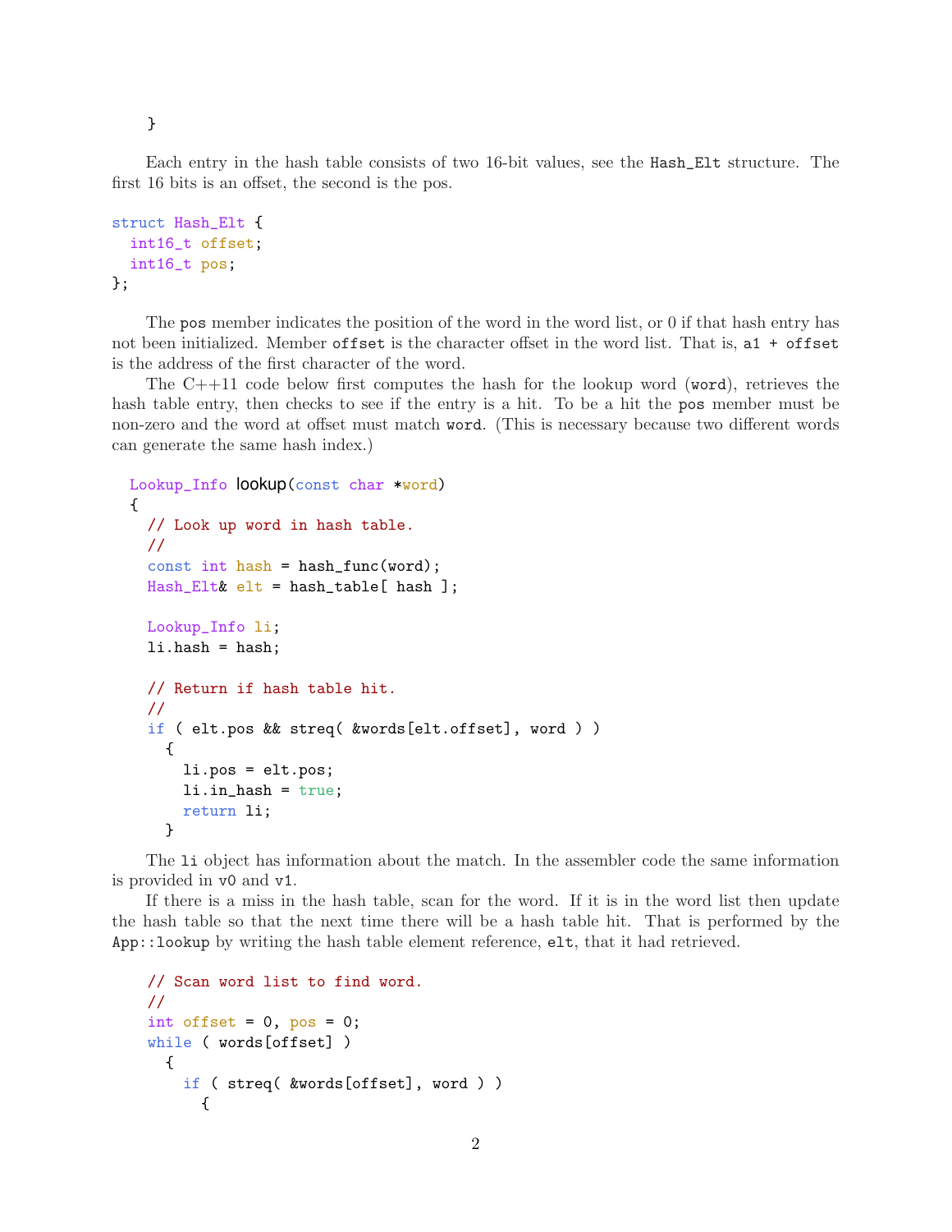```
}
```

Each entry in the hash table consists of two 16-bit values, see the `Hash_Elt` structure. The first 16 bits is an offset, the second is the pos.

```
struct Hash_Elt {
  int16_t offset;
  int16_t pos;
};
```

The `pos` member indicates the position of the word in the word list, or 0 if that hash entry has not been initialized. Member `offset` is the character offset in the word list. That is, `a1 + offset` is the address of the first character of the word.

The C++11 code below first computes the hash for the lookup word (`word`), retrieves the hash table entry, then checks to see if the entry is a hit. To be a hit the `pos` member must be non-zero and the word at offset must match `word`. (This is necessary because two different words can generate the same hash index.)

```
  Lookup_Info lookup(const char *word)
  {
    // Look up word in hash table.
    //
    const int hash = hash_func(word);
    Hash_Elt& elt = hash_table[ hash ];

    Lookup_Info li;
    li.hash = hash;

    // Return if hash table hit.
    //
    if ( elt.pos && streq( &words[elt.offset], word ) )
      {
        li.pos = elt.pos;
        li.in_hash = true;
        return li;
      }
```

The `li` object has information about the match. In the assembler code the same information is provided in `v0` and `v1`.

If there is a miss in the hash table, scan for the word. If it is in the word list then update the hash table so that the next time there will be a hash table hit. That is performed by the `App::lookup` by writing the hash table element reference, `elt`, that it had retrieved.

```
    // Scan word list to find word.
    //
    int offset = 0, pos = 0;
    while ( words[offset] )
      {
        if ( streq( &words[offset], word ) )
          {
```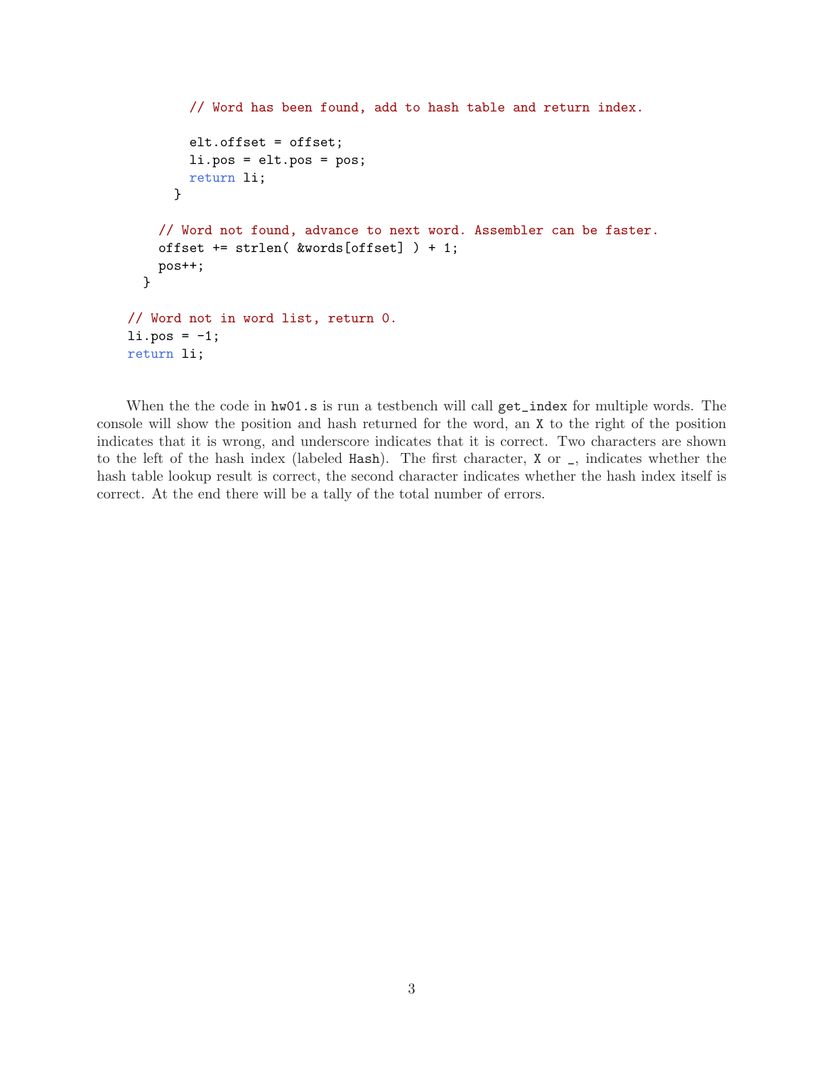```
        // Word has been found, add to hash table and return index.

        elt.offset = offset;
        li.pos = elt.pos = pos;
        return li;
      }

    // Word not found, advance to next word. Assembler can be faster.
    offset += strlen( &words[offset] ) + 1;
    pos++;
  }

  // Word not in word list, return 0.
  li.pos = -1;
  return li;
```

When the the code in `hw01.s` is run a testbench will call `get_index` for multiple words. The console will show the position and hash returned for the word, an `X` to the right of the position indicates that it is wrong, and underscore indicates that it is correct. Two characters are shown to the left of the hash index (labeled `Hash`). The first character, `X` or `_`, indicates whether the hash table lookup result is correct, the second character indicates whether the hash index itself is correct. At the end there will be a tally of the total number of errors.